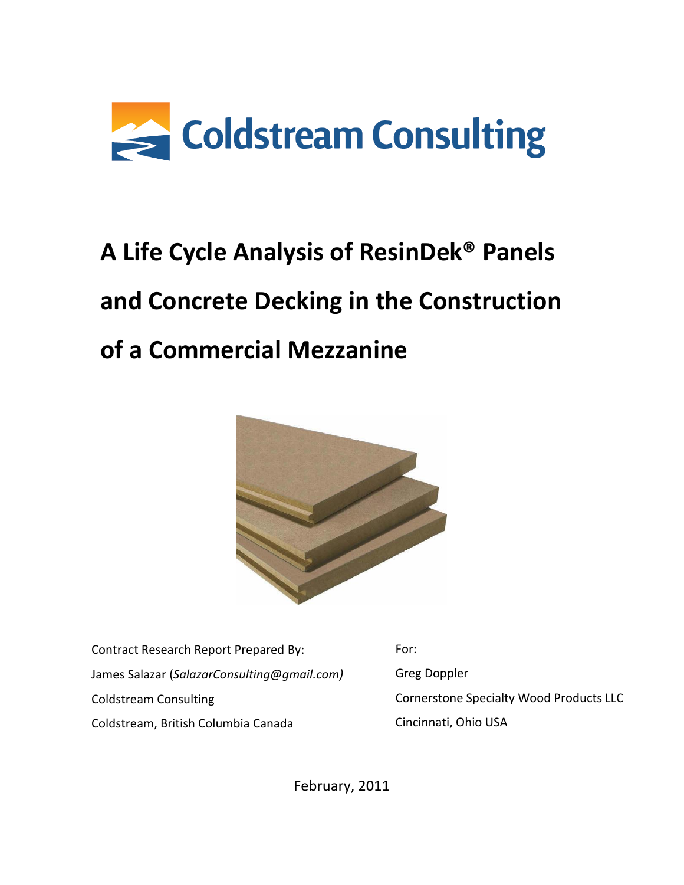Coldstream Consulting

# A Life Cycle Analysis of ResinDek® Panels and Concrete Decking in the Construction of a Commercial Mezzanine

Contract Research Report Prepared By:
James Salazar (*SalazarConsulting@gmail.com)*
Coldstream Consulting
Coldstream, British Columbia Canada

For:
Greg Doppler
Cornerstone Specialty Wood Products LLC
Cincinnati, Ohio USA

February, 2011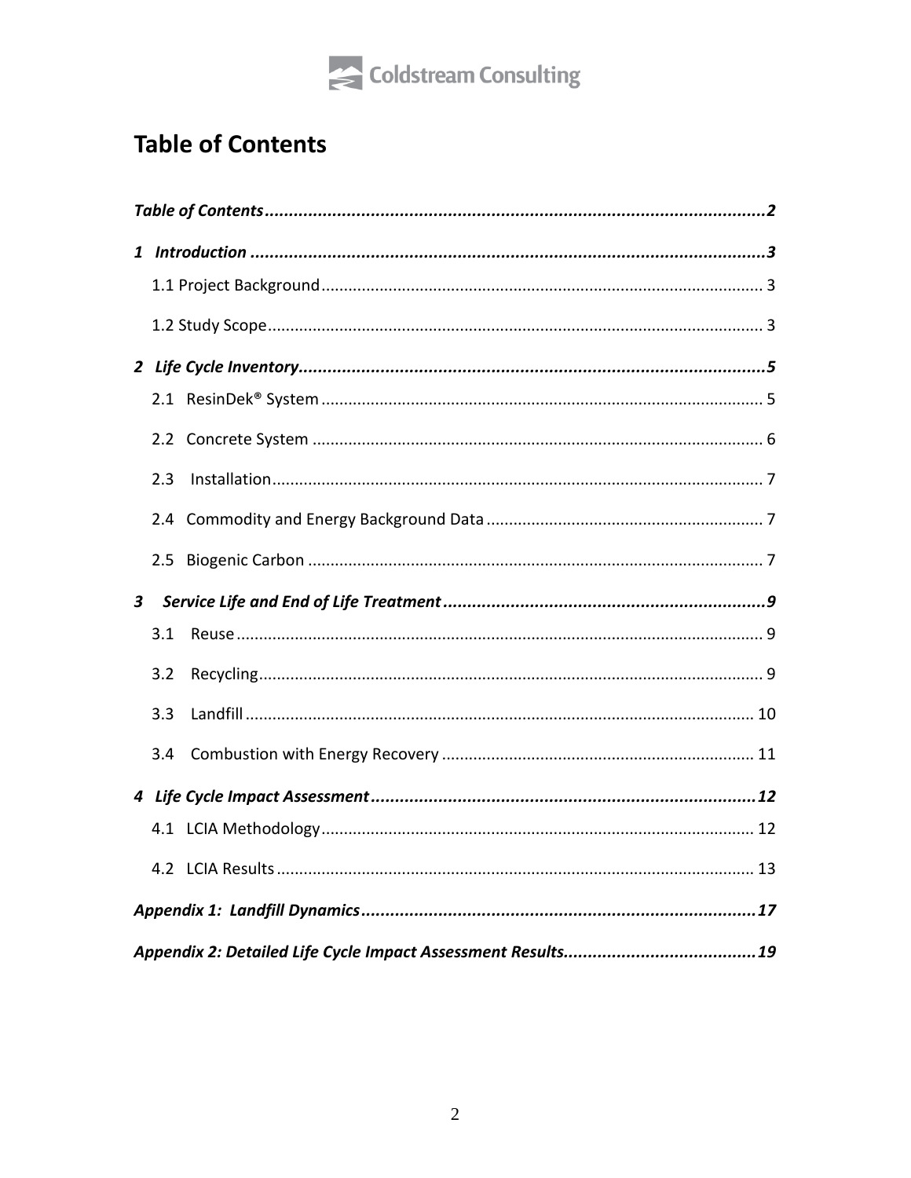# Table of Contents

*Table of Contents* .......... 2

*1 Introduction* .......... 3

- 1.1 Project Background .......... 3
- 1.2 Study Scope .......... 3

*2 Life Cycle Inventory* .......... 5

- 2.1 ResinDek® System .......... 5
- 2.2 Concrete System .......... 6
- 2.3 Installation .......... 7
- 2.4 Commodity and Energy Background Data .......... 7
- 2.5 Biogenic Carbon .......... 7

*3 Service Life and End of Life Treatment* .......... 9

- 3.1 Reuse .......... 9
- 3.2 Recycling .......... 9
- 3.3 Landfill .......... 10
- 3.4 Combustion with Energy Recovery .......... 11

*4 Life Cycle Impact Assessment* .......... 12

- 4.1 LCIA Methodology .......... 12
- 4.2 LCIA Results .......... 13

*Appendix 1: Landfill Dynamics* .......... 17

*Appendix 2: Detailed Life Cycle Impact Assessment Results* .......... 19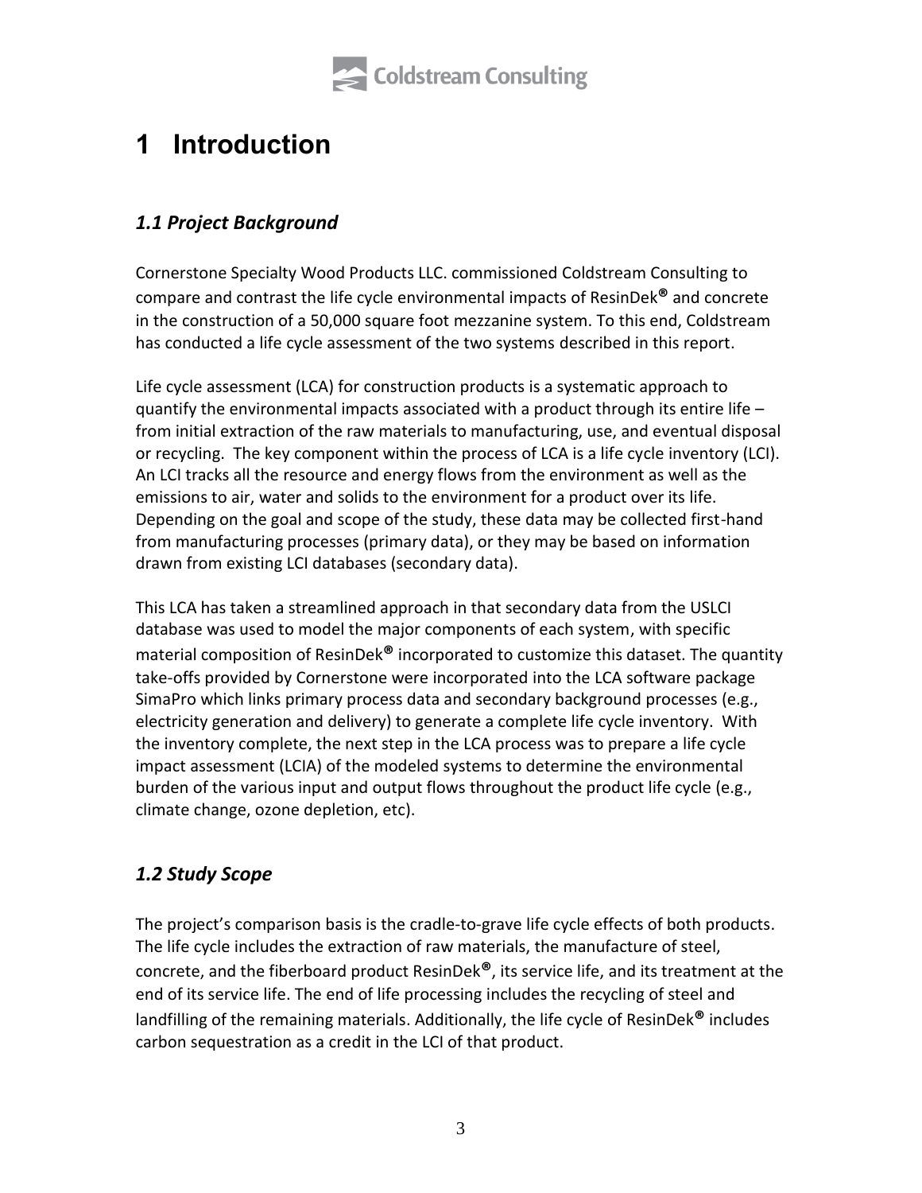# 1 Introduction

## *1.1 Project Background*

Cornerstone Specialty Wood Products LLC. commissioned Coldstream Consulting to compare and contrast the life cycle environmental impacts of ResinDek® and concrete in the construction of a 50,000 square foot mezzanine system. To this end, Coldstream has conducted a life cycle assessment of the two systems described in this report.

Life cycle assessment (LCA) for construction products is a systematic approach to quantify the environmental impacts associated with a product through its entire life – from initial extraction of the raw materials to manufacturing, use, and eventual disposal or recycling. The key component within the process of LCA is a life cycle inventory (LCI). An LCI tracks all the resource and energy flows from the environment as well as the emissions to air, water and solids to the environment for a product over its life. Depending on the goal and scope of the study, these data may be collected first-hand from manufacturing processes (primary data), or they may be based on information drawn from existing LCI databases (secondary data).

This LCA has taken a streamlined approach in that secondary data from the USLCI database was used to model the major components of each system, with specific material composition of ResinDek® incorporated to customize this dataset. The quantity take-offs provided by Cornerstone were incorporated into the LCA software package SimaPro which links primary process data and secondary background processes (e.g., electricity generation and delivery) to generate a complete life cycle inventory. With the inventory complete, the next step in the LCA process was to prepare a life cycle impact assessment (LCIA) of the modeled systems to determine the environmental burden of the various input and output flows throughout the product life cycle (e.g., climate change, ozone depletion, etc).

## *1.2 Study Scope*

The project's comparison basis is the cradle-to-grave life cycle effects of both products. The life cycle includes the extraction of raw materials, the manufacture of steel, concrete, and the fiberboard product ResinDek®, its service life, and its treatment at the end of its service life. The end of life processing includes the recycling of steel and landfilling of the remaining materials. Additionally, the life cycle of ResinDek® includes carbon sequestration as a credit in the LCI of that product.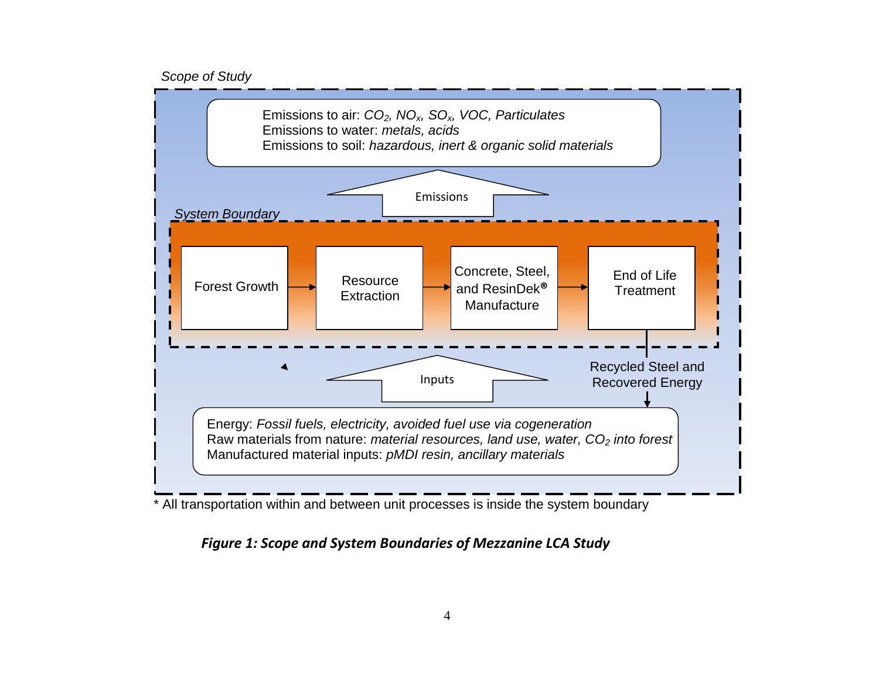*Scope of Study*

Emissions to air: *$CO_2$, $NO_x$, $SO_x$, VOC, Particulates*
Emissions to water: *metals, acids*
Emissions to soil: *hazardous, inert & organic solid materials*

Emissions

*System Boundary*

Forest Growth → Resource Extraction → Concrete, Steel, and ResinDek® Manufacture → End of Life Treatment

Recycled Steel and Recovered Energy

Inputs

Energy: *Fossil fuels, electricity, avoided fuel use via cogeneration*
Raw materials from nature: *material resources, land use, water, $CO_2$ into forest*
Manufactured material inputs: *pMDI resin, ancillary materials*

* All transportation within and between unit processes is inside the system boundary

***Figure 1: Scope and System Boundaries of Mezzanine LCA Study***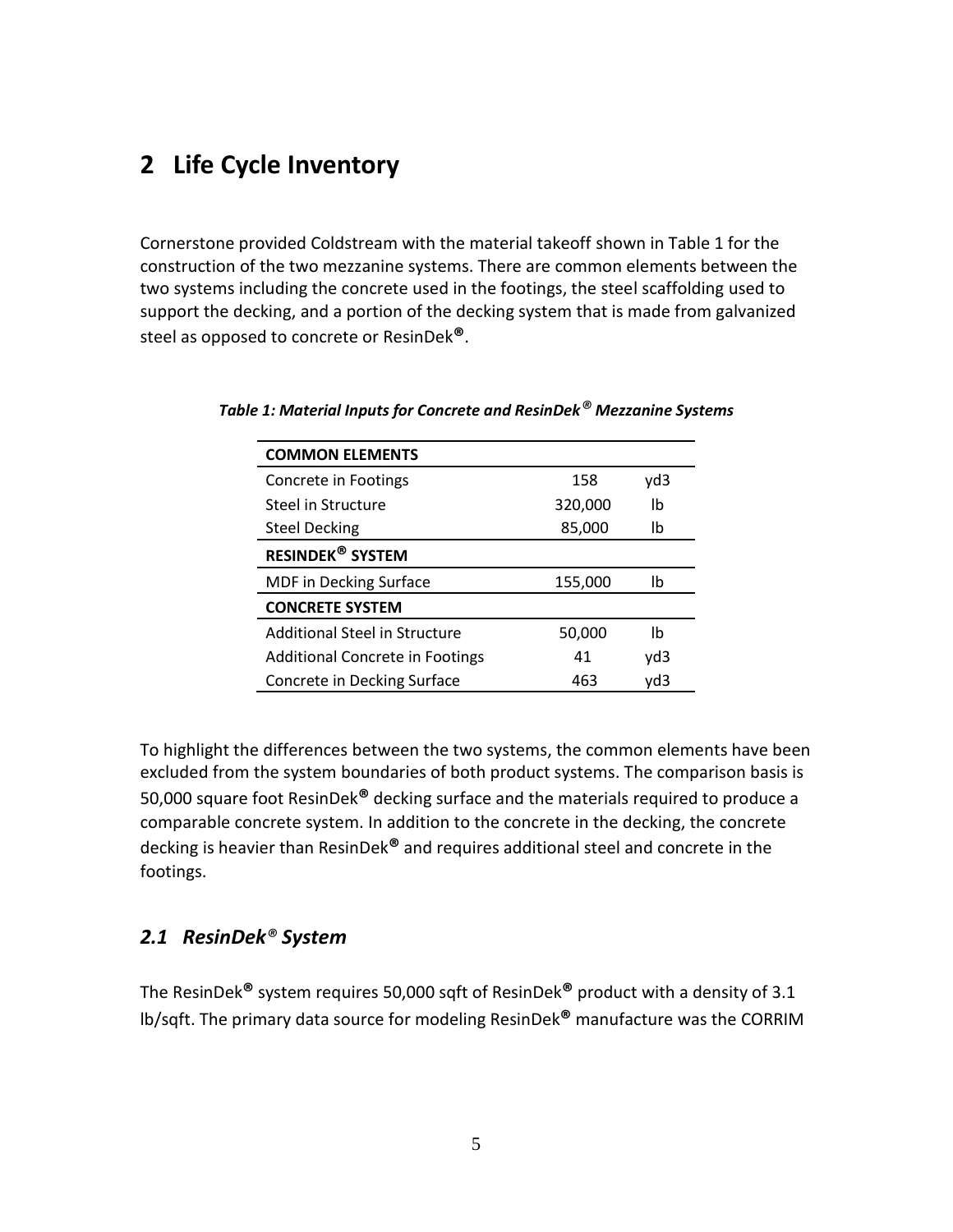# 2 Life Cycle Inventory

Cornerstone provided Coldstream with the material takeoff shown in Table 1 for the construction of the two mezzanine systems. There are common elements between the two systems including the concrete used in the footings, the steel scaffolding used to support the decking, and a portion of the decking system that is made from galvanized steel as opposed to concrete or ResinDek®.

***Table 1: Material Inputs for Concrete and ResinDek® Mezzanine Systems***

| **COMMON ELEMENTS** | | |
|---|---|---|
| Concrete in Footings | 158 | yd3 |
| Steel in Structure | 320,000 | lb |
| Steel Decking | 85,000 | lb |
| **RESINDEK® SYSTEM** | | |
| MDF in Decking Surface | 155,000 | lb |
| **CONCRETE SYSTEM** | | |
| Additional Steel in Structure | 50,000 | lb |
| Additional Concrete in Footings | 41 | yd3 |
| Concrete in Decking Surface | 463 | yd3 |

To highlight the differences between the two systems, the common elements have been excluded from the system boundaries of both product systems. The comparison basis is 50,000 square foot ResinDek® decking surface and the materials required to produce a comparable concrete system. In addition to the concrete in the decking, the concrete decking is heavier than ResinDek® and requires additional steel and concrete in the footings.

## *2.1 ResinDek® System*

The ResinDek® system requires 50,000 sqft of ResinDek® product with a density of 3.1 lb/sqft. The primary data source for modeling ResinDek® manufacture was the CORRIM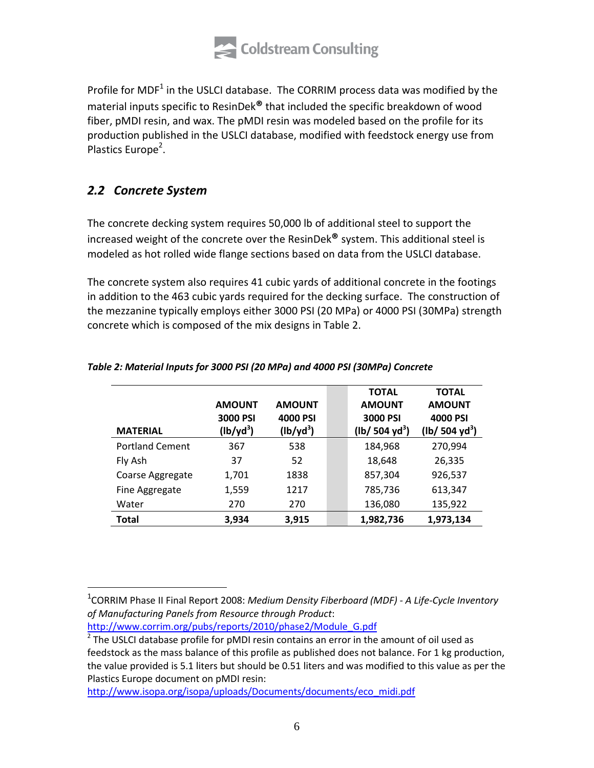Profile for MDF[1] in the USLCI database. The CORRIM process data was modified by the material inputs specific to ResinDek® that included the specific breakdown of wood fiber, pMDI resin, and wax. The pMDI resin was modeled based on the profile for its production published in the USLCI database, modified with feedstock energy use from Plastics Europe[2].

## *2.2 Concrete System*

The concrete decking system requires 50,000 lb of additional steel to support the increased weight of the concrete over the ResinDek® system. This additional steel is modeled as hot rolled wide flange sections based on data from the USLCI database.

The concrete system also requires 41 cubic yards of additional concrete in the footings in addition to the 463 cubic yards required for the decking surface. The construction of the mezzanine typically employs either 3000 PSI (20 MPa) or 4000 PSI (30MPa) strength concrete which is composed of the mix designs in Table 2.

***Table 2: Material Inputs for 3000 PSI (20 MPa) and 4000 PSI (30MPa) Concrete***

| MATERIAL | AMOUNT 3000 PSI (lb/yd$^3$) | AMOUNT 4000 PSI (lb/yd$^3$) | | TOTAL AMOUNT 3000 PSI (lb/ 504 yd$^3$) | TOTAL AMOUNT 4000 PSI (lb/ 504 yd$^3$) |
|---|---|---|---|---|---|
| Portland Cement | 367 | 538 | | 184,968 | 270,994 |
| Fly Ash | 37 | 52 | | 18,648 | 26,335 |
| Coarse Aggregate | 1,701 | 1838 | | 857,304 | 926,537 |
| Fine Aggregate | 1,559 | 1217 | | 785,736 | 613,347 |
| Water | 270 | 270 | | 136,080 | 135,922 |
| **Total** | **3,934** | **3,915** | | **1,982,736** | **1,973,134** |

---

[1] CORRIM Phase II Final Report 2008: *Medium Density Fiberboard (MDF) - A Life-Cycle Inventory of Manufacturing Panels from Resource through Product*: http://www.corrim.org/pubs/reports/2010/phase2/Module_G.pdf

[2] The USLCI database profile for pMDI resin contains an error in the amount of oil used as feedstock as the mass balance of this profile as published does not balance. For 1 kg production, the value provided is 5.1 liters but should be 0.51 liters and was modified to this value as per the Plastics Europe document on pMDI resin: http://www.isopa.org/isopa/uploads/Documents/documents/eco_midi.pdf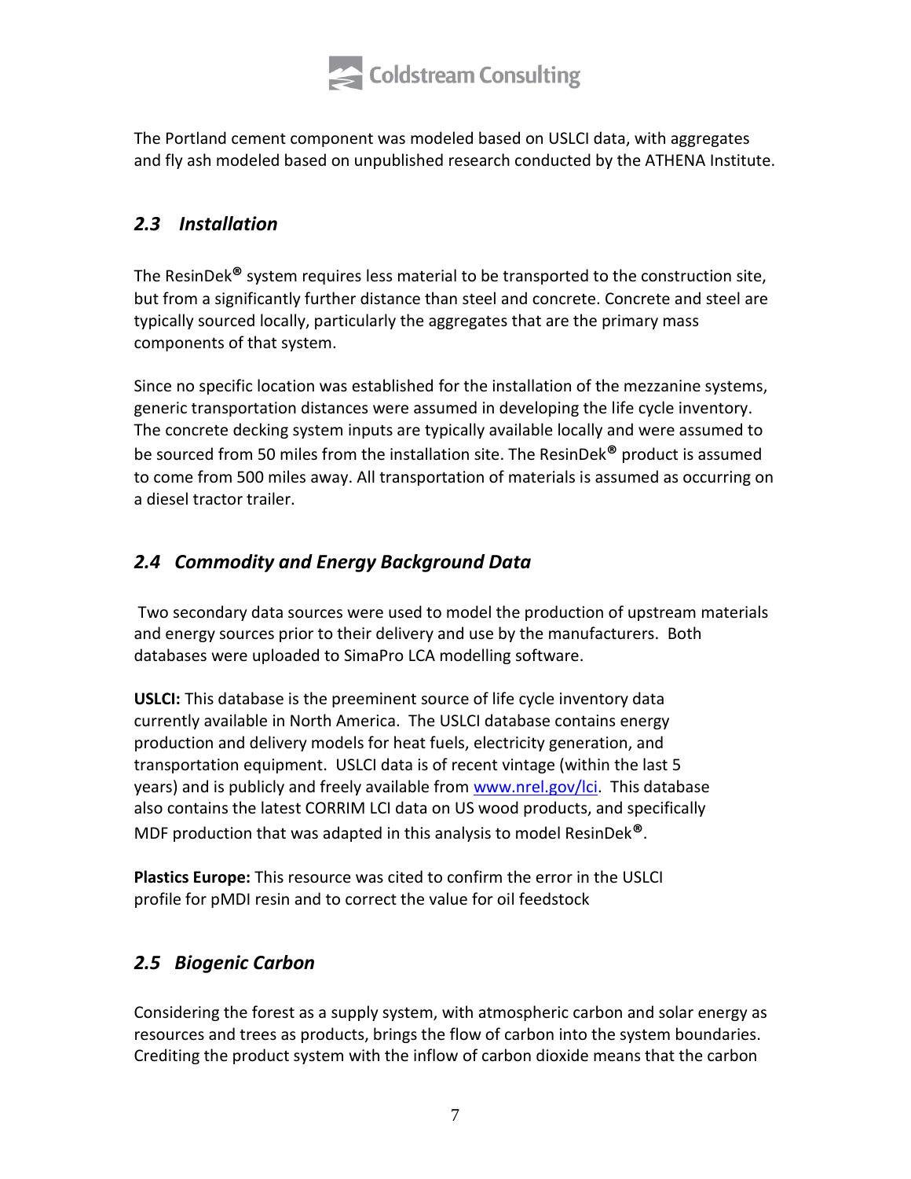The Portland cement component was modeled based on USLCI data, with aggregates and fly ash modeled based on unpublished research conducted by the ATHENA Institute.

### *2.3 Installation*

The ResinDek® system requires less material to be transported to the construction site, but from a significantly further distance than steel and concrete. Concrete and steel are typically sourced locally, particularly the aggregates that are the primary mass components of that system.

Since no specific location was established for the installation of the mezzanine systems, generic transportation distances were assumed in developing the life cycle inventory. The concrete decking system inputs are typically available locally and were assumed to be sourced from 50 miles from the installation site. The ResinDek® product is assumed to come from 500 miles away. All transportation of materials is assumed as occurring on a diesel tractor trailer.

### *2.4 Commodity and Energy Background Data*

Two secondary data sources were used to model the production of upstream materials and energy sources prior to their delivery and use by the manufacturers. Both databases were uploaded to SimaPro LCA modelling software.

**USLCI:** This database is the preeminent source of life cycle inventory data currently available in North America. The USLCI database contains energy production and delivery models for heat fuels, electricity generation, and transportation equipment. USLCI data is of recent vintage (within the last 5 years) and is publicly and freely available from www.nrel.gov/lci. This database also contains the latest CORRIM LCI data on US wood products, and specifically MDF production that was adapted in this analysis to model ResinDek®.

**Plastics Europe:** This resource was cited to confirm the error in the USLCI profile for pMDI resin and to correct the value for oil feedstock

### *2.5 Biogenic Carbon*

Considering the forest as a supply system, with atmospheric carbon and solar energy as resources and trees as products, brings the flow of carbon into the system boundaries. Crediting the product system with the inflow of carbon dioxide means that the carbon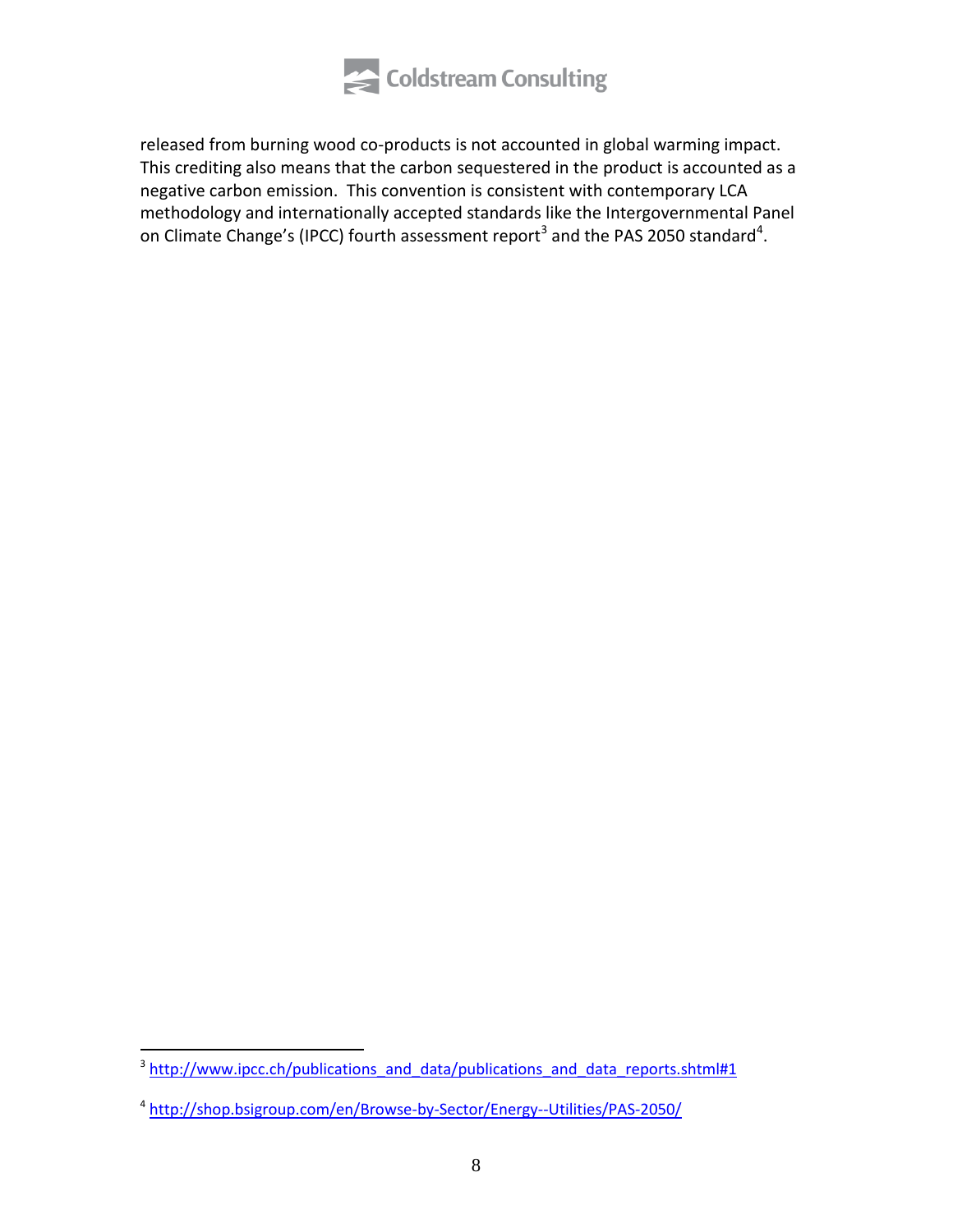released from burning wood co-products is not accounted in global warming impact. This crediting also means that the carbon sequestered in the product is accounted as a negative carbon emission. This convention is consistent with contemporary LCA methodology and internationally accepted standards like the Intergovernmental Panel on Climate Change's (IPCC) fourth assessment report[3] and the PAS 2050 standard[4].

---

[3] http://www.ipcc.ch/publications_and_data/publications_and_data_reports.shtml#1

[4] http://shop.bsigroup.com/en/Browse-by-Sector/Energy--Utilities/PAS-2050/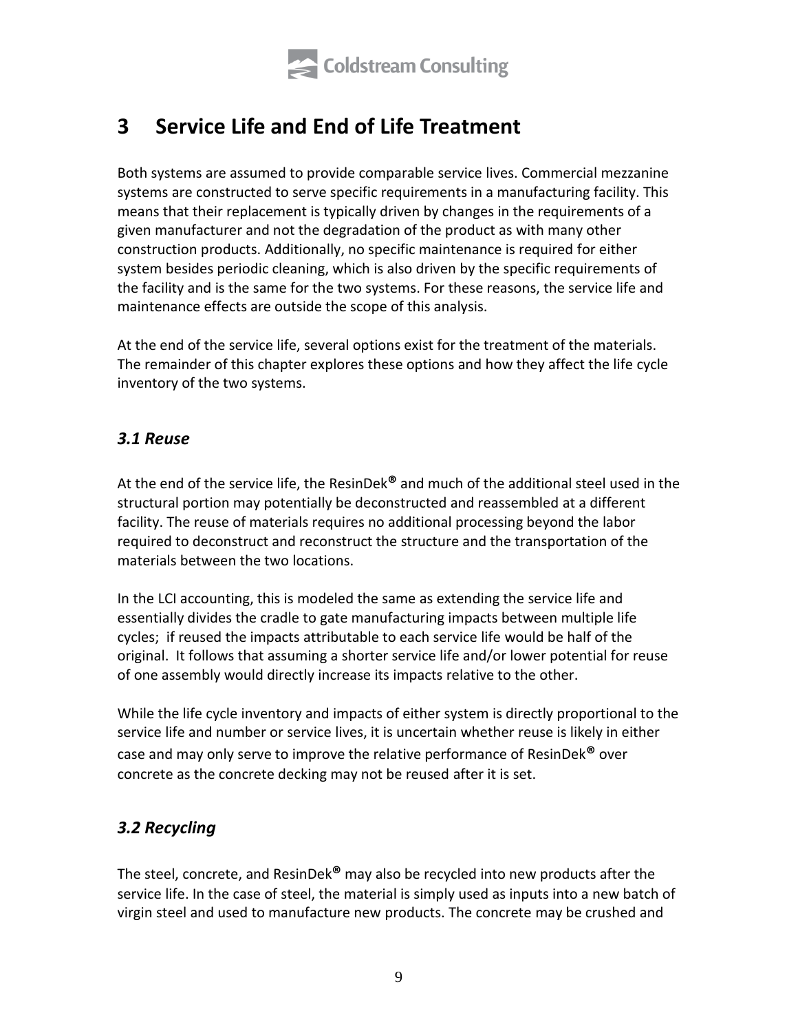# 3 Service Life and End of Life Treatment

Both systems are assumed to provide comparable service lives. Commercial mezzanine systems are constructed to serve specific requirements in a manufacturing facility. This means that their replacement is typically driven by changes in the requirements of a given manufacturer and not the degradation of the product as with many other construction products. Additionally, no specific maintenance is required for either system besides periodic cleaning, which is also driven by the specific requirements of the facility and is the same for the two systems. For these reasons, the service life and maintenance effects are outside the scope of this analysis.

At the end of the service life, several options exist for the treatment of the materials. The remainder of this chapter explores these options and how they affect the life cycle inventory of the two systems.

## *3.1 Reuse*

At the end of the service life, the ResinDek® and much of the additional steel used in the structural portion may potentially be deconstructed and reassembled at a different facility. The reuse of materials requires no additional processing beyond the labor required to deconstruct and reconstruct the structure and the transportation of the materials between the two locations.

In the LCI accounting, this is modeled the same as extending the service life and essentially divides the cradle to gate manufacturing impacts between multiple life cycles; if reused the impacts attributable to each service life would be half of the original. It follows that assuming a shorter service life and/or lower potential for reuse of one assembly would directly increase its impacts relative to the other.

While the life cycle inventory and impacts of either system is directly proportional to the service life and number or service lives, it is uncertain whether reuse is likely in either case and may only serve to improve the relative performance of ResinDek® over concrete as the concrete decking may not be reused after it is set.

## *3.2 Recycling*

The steel, concrete, and ResinDek® may also be recycled into new products after the service life. In the case of steel, the material is simply used as inputs into a new batch of virgin steel and used to manufacture new products. The concrete may be crushed and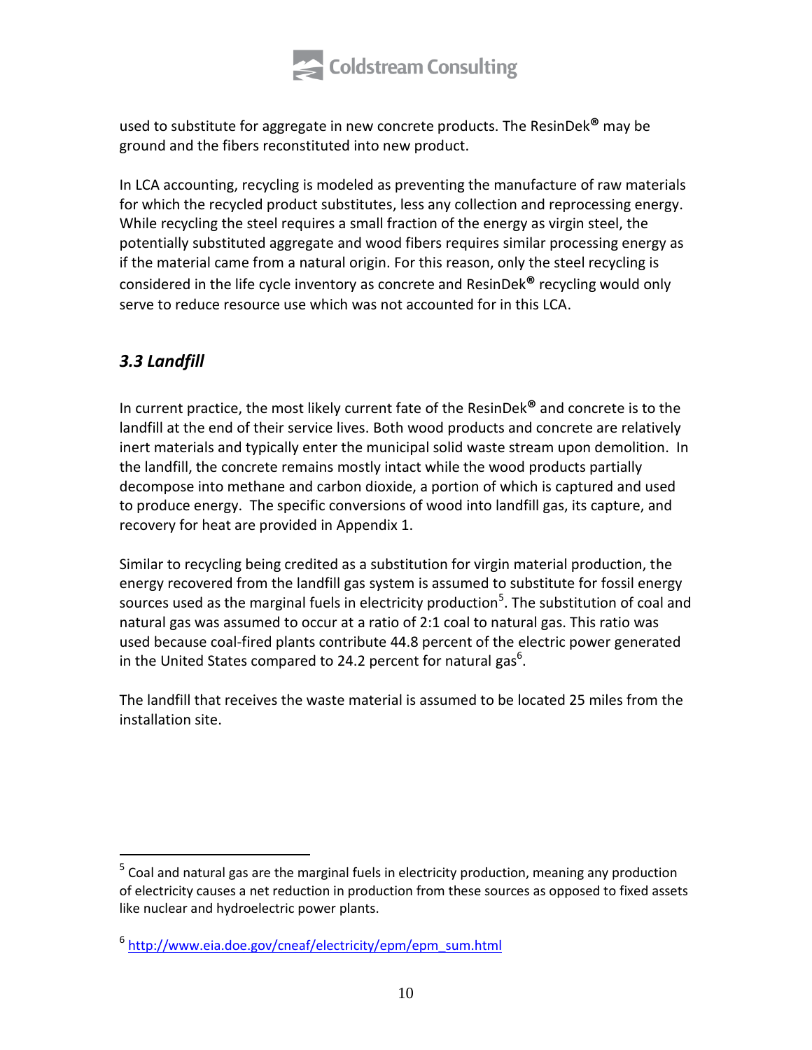used to substitute for aggregate in new concrete products. The ResinDek® may be ground and the fibers reconstituted into new product.

In LCA accounting, recycling is modeled as preventing the manufacture of raw materials for which the recycled product substitutes, less any collection and reprocessing energy. While recycling the steel requires a small fraction of the energy as virgin steel, the potentially substituted aggregate and wood fibers requires similar processing energy as if the material came from a natural origin. For this reason, only the steel recycling is considered in the life cycle inventory as concrete and ResinDek® recycling would only serve to reduce resource use which was not accounted for in this LCA.

### *3.3 Landfill*

In current practice, the most likely current fate of the ResinDek® and concrete is to the landfill at the end of their service lives. Both wood products and concrete are relatively inert materials and typically enter the municipal solid waste stream upon demolition. In the landfill, the concrete remains mostly intact while the wood products partially decompose into methane and carbon dioxide, a portion of which is captured and used to produce energy. The specific conversions of wood into landfill gas, its capture, and recovery for heat are provided in Appendix 1.

Similar to recycling being credited as a substitution for virgin material production, the energy recovered from the landfill gas system is assumed to substitute for fossil energy sources used as the marginal fuels in electricity production[5]. The substitution of coal and natural gas was assumed to occur at a ratio of 2:1 coal to natural gas. This ratio was used because coal-fired plants contribute 44.8 percent of the electric power generated in the United States compared to 24.2 percent for natural gas[6].

The landfill that receives the waste material is assumed to be located 25 miles from the installation site.

---

[5] Coal and natural gas are the marginal fuels in electricity production, meaning any production of electricity causes a net reduction in production from these sources as opposed to fixed assets like nuclear and hydroelectric power plants.

[6] http://www.eia.doe.gov/cneaf/electricity/epm/epm_sum.html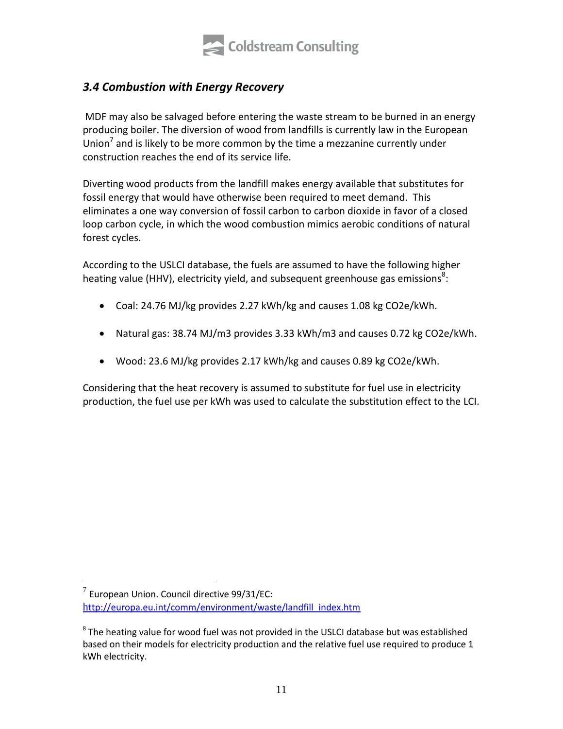### *3.4 Combustion with Energy Recovery*

MDF may also be salvaged before entering the waste stream to be burned in an energy producing boiler. The diversion of wood from landfills is currently law in the European Union[7] and is likely to be more common by the time a mezzanine currently under construction reaches the end of its service life.

Diverting wood products from the landfill makes energy available that substitutes for fossil energy that would have otherwise been required to meet demand. This eliminates a one way conversion of fossil carbon to carbon dioxide in favor of a closed loop carbon cycle, in which the wood combustion mimics aerobic conditions of natural forest cycles.

According to the USLCI database, the fuels are assumed to have the following higher heating value (HHV), electricity yield, and subsequent greenhouse gas emissions[8]:

- Coal: 24.76 MJ/kg provides 2.27 kWh/kg and causes 1.08 kg CO2e/kWh.
- Natural gas: 38.74 MJ/m3 provides 3.33 kWh/m3 and causes 0.72 kg CO2e/kWh.
- Wood: 23.6 MJ/kg provides 2.17 kWh/kg and causes 0.89 kg CO2e/kWh.

Considering that the heat recovery is assumed to substitute for fuel use in electricity production, the fuel use per kWh was used to calculate the substitution effect to the LCI.

---

[7] European Union. Council directive 99/31/EC: http://europa.eu.int/comm/environment/waste/landfill_index.htm

[8] The heating value for wood fuel was not provided in the USLCI database but was established based on their models for electricity production and the relative fuel use required to produce 1 kWh electricity.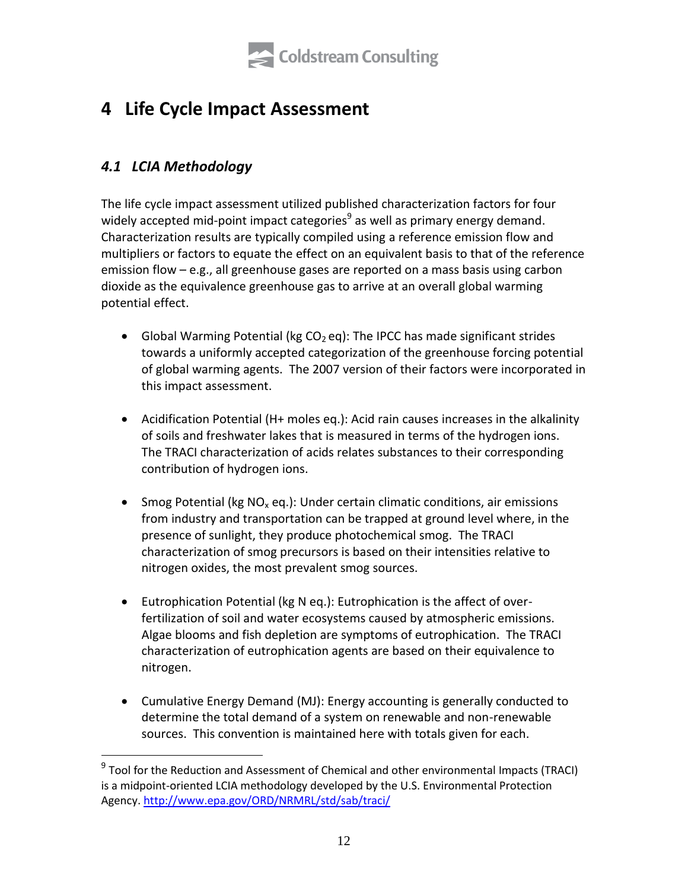# 4 Life Cycle Impact Assessment

## *4.1 LCIA Methodology*

The life cycle impact assessment utilized published characterization factors for four widely accepted mid-point impact categories[9] as well as primary energy demand. Characterization results are typically compiled using a reference emission flow and multipliers or factors to equate the effect on an equivalent basis to that of the reference emission flow – e.g., all greenhouse gases are reported on a mass basis using carbon dioxide as the equivalence greenhouse gas to arrive at an overall global warming potential effect.

- Global Warming Potential (kg $CO_2$ eq): The IPCC has made significant strides towards a uniformly accepted categorization of the greenhouse forcing potential of global warming agents. The 2007 version of their factors were incorporated in this impact assessment.

- Acidification Potential (H+ moles eq.): Acid rain causes increases in the alkalinity of soils and freshwater lakes that is measured in terms of the hydrogen ions. The TRACI characterization of acids relates substances to their corresponding contribution of hydrogen ions.

- Smog Potential (kg $NO_x$ eq.): Under certain climatic conditions, air emissions from industry and transportation can be trapped at ground level where, in the presence of sunlight, they produce photochemical smog. The TRACI characterization of smog precursors is based on their intensities relative to nitrogen oxides, the most prevalent smog sources.

- Eutrophication Potential (kg N eq.): Eutrophication is the affect of over-fertilization of soil and water ecosystems caused by atmospheric emissions. Algae blooms and fish depletion are symptoms of eutrophication. The TRACI characterization of eutrophication agents are based on their equivalence to nitrogen.

- Cumulative Energy Demand (MJ): Energy accounting is generally conducted to determine the total demand of a system on renewable and non-renewable sources. This convention is maintained here with totals given for each.

---

[9] Tool for the Reduction and Assessment of Chemical and other environmental Impacts (TRACI) is a midpoint-oriented LCIA methodology developed by the U.S. Environmental Protection Agency. http://www.epa.gov/ORD/NRMRL/std/sab/traci/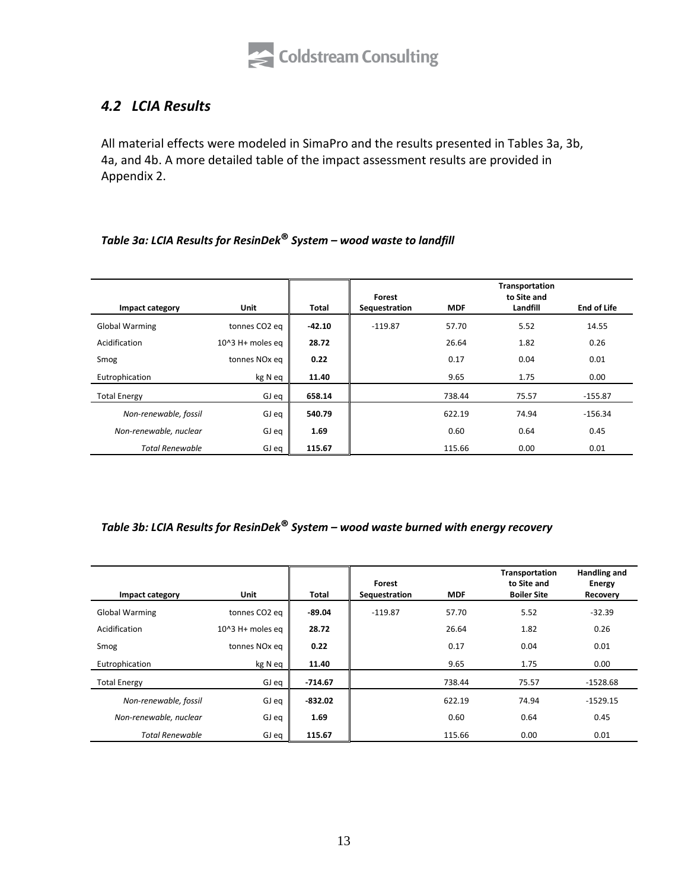## 4.2 LCIA Results

All material effects were modeled in SimaPro and the results presented in Tables 3a, 3b, 4a, and 4b. A more detailed table of the impact assessment results are provided in Appendix 2.

### *Table 3a: LCIA Results for ResinDek® System – wood waste to landfill*

| Impact category | Unit | Total | Forest Sequestration | MDF | Transportation to Site and Landfill | End of Life |
|---|---|---|---|---|---|---|
| Global Warming | tonnes $CO_2$ eq | **-42.10** | -119.87 | 57.70 | 5.52 | 14.55 |
| Acidification | 10^3 H+ moles eq | **28.72** | | 26.64 | 1.82 | 0.26 |
| Smog | tonnes NOx eq | **0.22** | | 0.17 | 0.04 | 0.01 |
| Eutrophication | kg N eq | **11.40** | | 9.65 | 1.75 | 0.00 |
| Total Energy | GJ eq | **658.14** | | 738.44 | 75.57 | -155.87 |
| *Non-renewable, fossil* | GJ eq | **540.79** | | 622.19 | 74.94 | -156.34 |
| *Non-renewable, nuclear* | GJ eq | **1.69** | | 0.60 | 0.64 | 0.45 |
| *Total Renewable* | GJ eq | **115.67** | | 115.66 | 0.00 | 0.01 |

### *Table 3b: LCIA Results for ResinDek® System – wood waste burned with energy recovery*

| Impact category | Unit | Total | Forest Sequestration | MDF | Transportation to Site and Boiler Site | Handling and Energy Recovery |
|---|---|---|---|---|---|---|
| Global Warming | tonnes $CO_2$ eq | **-89.04** | -119.87 | 57.70 | 5.52 | -32.39 |
| Acidification | 10^3 H+ moles eq | **28.72** | | 26.64 | 1.82 | 0.26 |
| Smog | tonnes NOx eq | **0.22** | | 0.17 | 0.04 | 0.01 |
| Eutrophication | kg N eq | **11.40** | | 9.65 | 1.75 | 0.00 |
| Total Energy | GJ eq | **-714.67** | | 738.44 | 75.57 | -1528.68 |
| *Non-renewable, fossil* | GJ eq | **-832.02** | | 622.19 | 74.94 | -1529.15 |
| *Non-renewable, nuclear* | GJ eq | **1.69** | | 0.60 | 0.64 | 0.45 |
| *Total Renewable* | GJ eq | **115.67** | | 115.66 | 0.00 | 0.01 |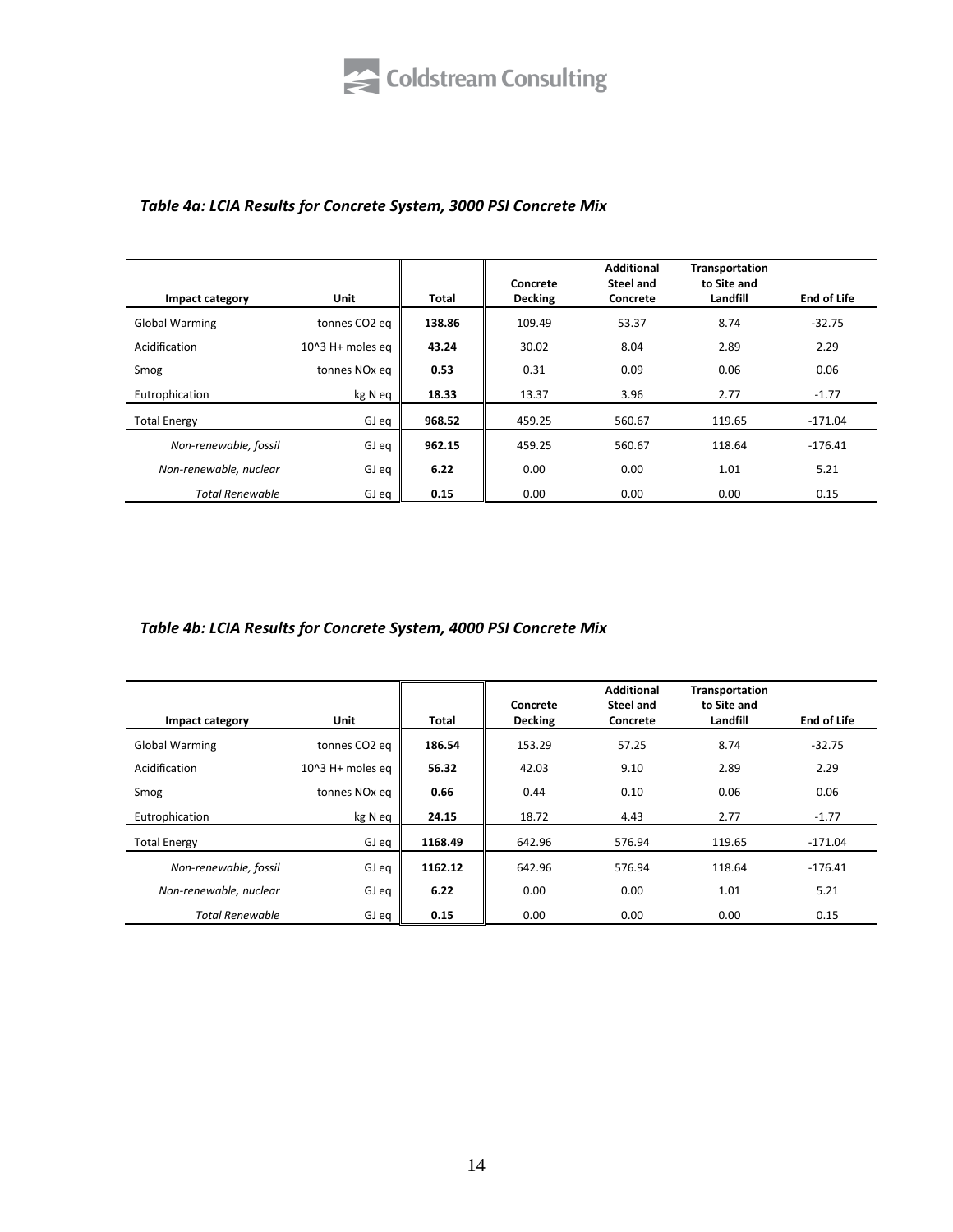*Table 4a: LCIA Results for Concrete System, 3000 PSI Concrete Mix*

| Impact category | Unit | Total | Concrete Decking | Additional Steel and Concrete | Transportation to Site and Landfill | End of Life |
|---|---|---|---|---|---|---|
| Global Warming | tonnes $CO_2$ eq | **138.86** | 109.49 | 53.37 | 8.74 | -32.75 |
| Acidification | 10^3 H+ moles eq | **43.24** | 30.02 | 8.04 | 2.89 | 2.29 |
| Smog | tonnes NOx eq | **0.53** | 0.31 | 0.09 | 0.06 | 0.06 |
| Eutrophication | kg N eq | **18.33** | 13.37 | 3.96 | 2.77 | -1.77 |
| Total Energy | GJ eq | **968.52** | 459.25 | 560.67 | 119.65 | -171.04 |
| *Non-renewable, fossil* | GJ eq | **962.15** | 459.25 | 560.67 | 118.64 | -176.41 |
| *Non-renewable, nuclear* | GJ eq | **6.22** | 0.00 | 0.00 | 1.01 | 5.21 |
| *Total Renewable* | GJ eq | **0.15** | 0.00 | 0.00 | 0.00 | 0.15 |

*Table 4b: LCIA Results for Concrete System, 4000 PSI Concrete Mix*

| Impact category | Unit | Total | Concrete Decking | Additional Steel and Concrete | Transportation to Site and Landfill | End of Life |
|---|---|---|---|---|---|---|
| Global Warming | tonnes $CO_2$ eq | **186.54** | 153.29 | 57.25 | 8.74 | -32.75 |
| Acidification | 10^3 H+ moles eq | **56.32** | 42.03 | 9.10 | 2.89 | 2.29 |
| Smog | tonnes NOx eq | **0.66** | 0.44 | 0.10 | 0.06 | 0.06 |
| Eutrophication | kg N eq | **24.15** | 18.72 | 4.43 | 2.77 | -1.77 |
| Total Energy | GJ eq | **1168.49** | 642.96 | 576.94 | 119.65 | -171.04 |
| *Non-renewable, fossil* | GJ eq | **1162.12** | 642.96 | 576.94 | 118.64 | -176.41 |
| *Non-renewable, nuclear* | GJ eq | **6.22** | 0.00 | 0.00 | 1.01 | 5.21 |
| *Total Renewable* | GJ eq | **0.15** | 0.00 | 0.00 | 0.00 | 0.15 |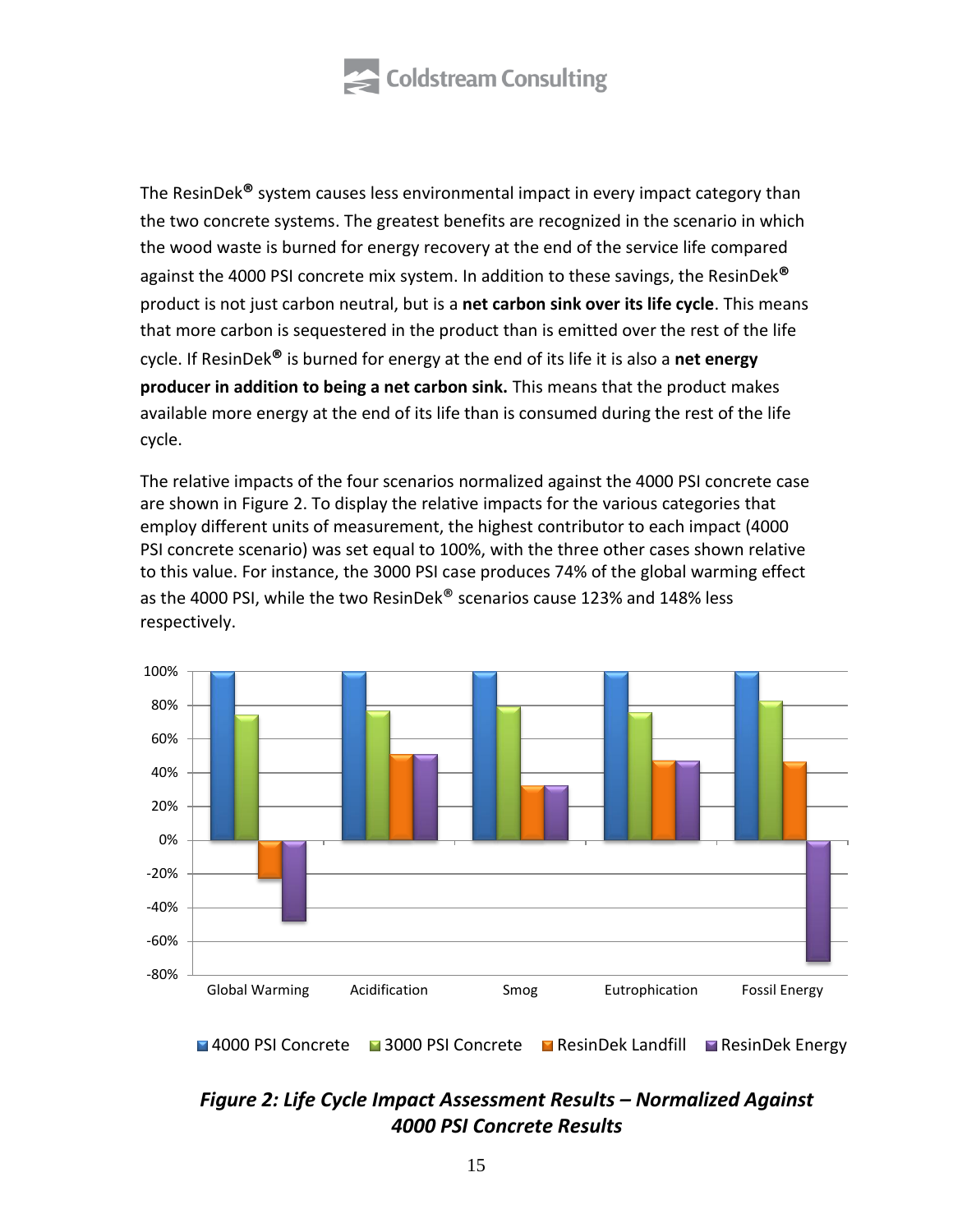The ResinDek® system causes less environmental impact in every impact category than the two concrete systems. The greatest benefits are recognized in the scenario in which the wood waste is burned for energy recovery at the end of the service life compared against the 4000 PSI concrete mix system. In addition to these savings, the ResinDek® product is not just carbon neutral, but is a **net carbon sink over its life cycle**. This means that more carbon is sequestered in the product than is emitted over the rest of the life cycle. If ResinDek® is burned for energy at the end of its life it is also a **net energy producer in addition to being a net carbon sink.** This means that the product makes available more energy at the end of its life than is consumed during the rest of the life cycle.

The relative impacts of the four scenarios normalized against the 4000 PSI concrete case are shown in Figure 2. To display the relative impacts for the various categories that employ different units of measurement, the highest contributor to each impact (4000 PSI concrete scenario) was set equal to 100%, with the three other cases shown relative to this value. For instance, the 3000 PSI case produces 74% of the global warming effect as the 4000 PSI, while the two ResinDek® scenarios cause 123% and 148% less respectively.

*Figure 2: Life Cycle Impact Assessment Results – Normalized Against 4000 PSI Concrete Results*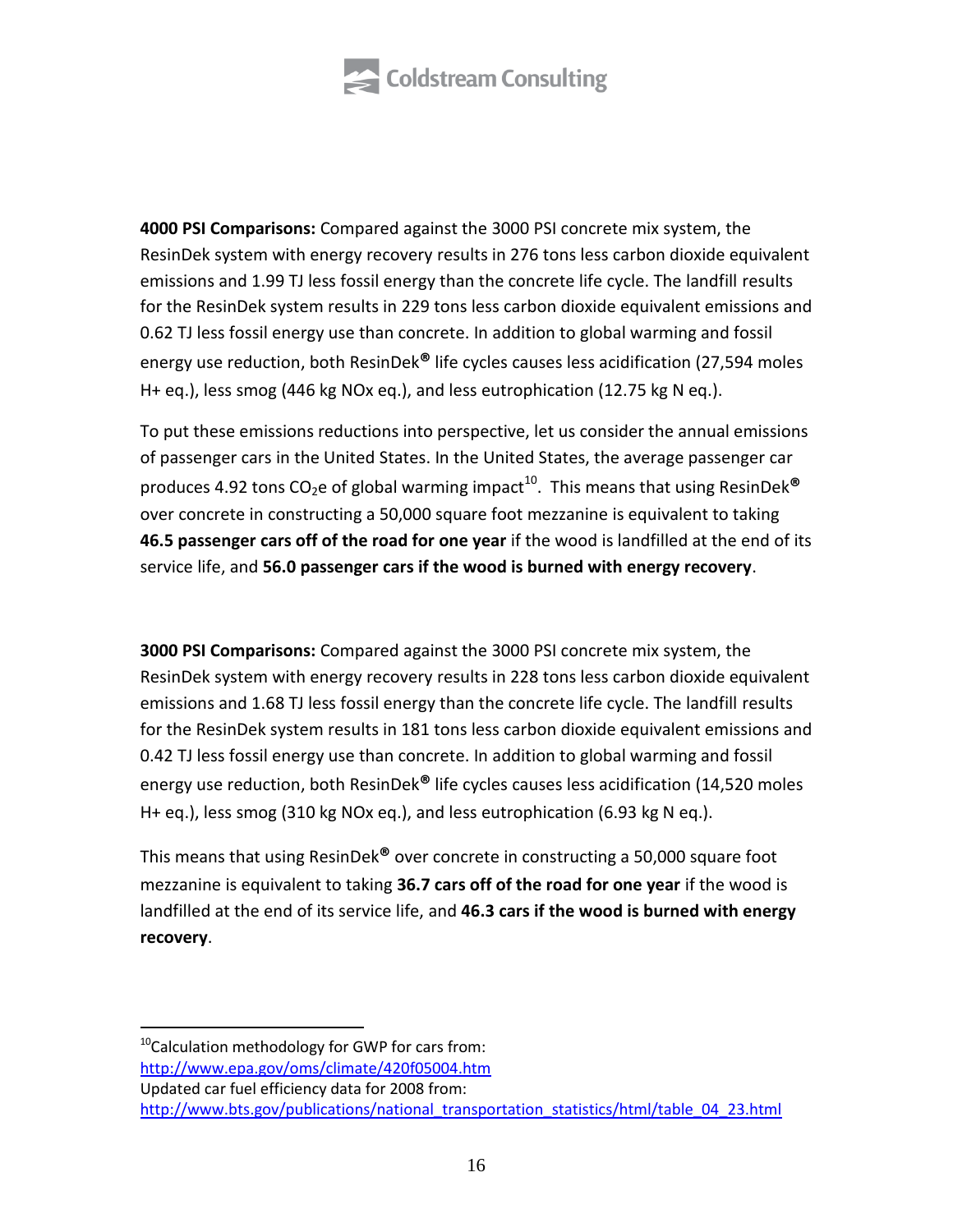**4000 PSI Comparisons:** Compared against the 3000 PSI concrete mix system, the ResinDek system with energy recovery results in 276 tons less carbon dioxide equivalent emissions and 1.99 TJ less fossil energy than the concrete life cycle. The landfill results for the ResinDek system results in 229 tons less carbon dioxide equivalent emissions and 0.62 TJ less fossil energy use than concrete. In addition to global warming and fossil energy use reduction, both ResinDek® life cycles causes less acidification (27,594 moles H+ eq.), less smog (446 kg NOx eq.), and less eutrophication (12.75 kg N eq.).

To put these emissions reductions into perspective, let us consider the annual emissions of passenger cars in the United States. In the United States, the average passenger car produces 4.92 tons $CO_2$e of global warming impact[10]. This means that using ResinDek® over concrete in constructing a 50,000 square foot mezzanine is equivalent to taking **46.5 passenger cars off of the road for one year** if the wood is landfilled at the end of its service life, and **56.0 passenger cars if the wood is burned with energy recovery**.

**3000 PSI Comparisons:** Compared against the 3000 PSI concrete mix system, the ResinDek system with energy recovery results in 228 tons less carbon dioxide equivalent emissions and 1.68 TJ less fossil energy than the concrete life cycle. The landfill results for the ResinDek system results in 181 tons less carbon dioxide equivalent emissions and 0.42 TJ less fossil energy use than concrete. In addition to global warming and fossil energy use reduction, both ResinDek® life cycles causes less acidification (14,520 moles H+ eq.), less smog (310 kg NOx eq.), and less eutrophication (6.93 kg N eq.).

This means that using ResinDek® over concrete in constructing a 50,000 square foot mezzanine is equivalent to taking **36.7 cars off of the road for one year** if the wood is landfilled at the end of its service life, and **46.3 cars if the wood is burned with energy recovery**.

---

[10] Calculation methodology for GWP for cars from:
http://www.epa.gov/oms/climate/420f05004.htm
Updated car fuel efficiency data for 2008 from:
http://www.bts.gov/publications/national_transportation_statistics/html/table_04_23.html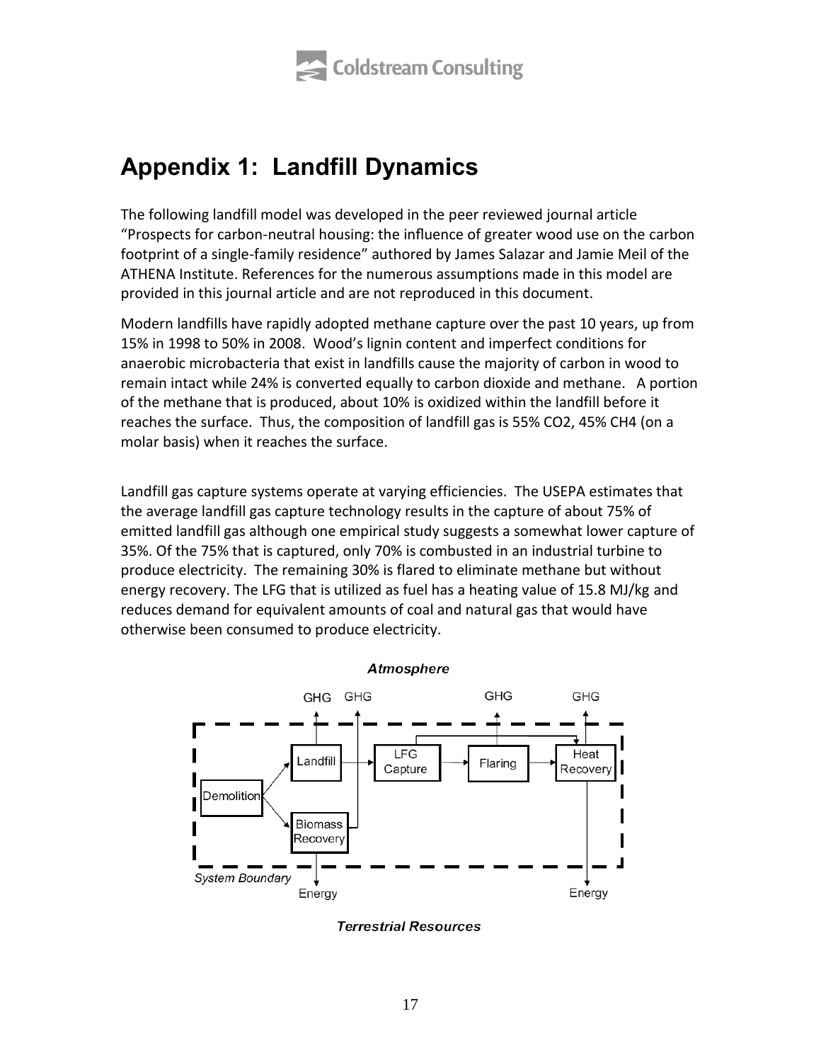# Appendix 1: Landfill Dynamics

The following landfill model was developed in the peer reviewed journal article "Prospects for carbon-neutral housing: the influence of greater wood use on the carbon footprint of a single-family residence" authored by James Salazar and Jamie Meil of the ATHENA Institute. References for the numerous assumptions made in this model are provided in this journal article and are not reproduced in this document.

Modern landfills have rapidly adopted methane capture over the past 10 years, up from 15% in 1998 to 50% in 2008. Wood's lignin content and imperfect conditions for anaerobic microbacteria that exist in landfills cause the majority of carbon in wood to remain intact while 24% is converted equally to carbon dioxide and methane. A portion of the methane that is produced, about 10% is oxidized within the landfill before it reaches the surface. Thus, the composition of landfill gas is 55% $CO_2$, 45% $CH_4$ (on a molar basis) when it reaches the surface.

Landfill gas capture systems operate at varying efficiencies. The USEPA estimates that the average landfill gas capture technology results in the capture of about 75% of emitted landfill gas although one empirical study suggests a somewhat lower capture of 35%. Of the 75% that is captured, only 70% is combusted in an industrial turbine to produce electricity. The remaining 30% is flared to eliminate methane but without energy recovery. The LFG that is utilized as fuel has a heating value of 15.8 MJ/kg and reduces demand for equivalent amounts of coal and natural gas that would have otherwise been consumed to produce electricity.

*Atmosphere*

GHG GHG GHG GHG

Demolition → Landfill → LFG Capture → Flaring → Heat Recovery

Demolition → Biomass Recovery

System Boundary

Energy Energy

*Terrestrial Resources*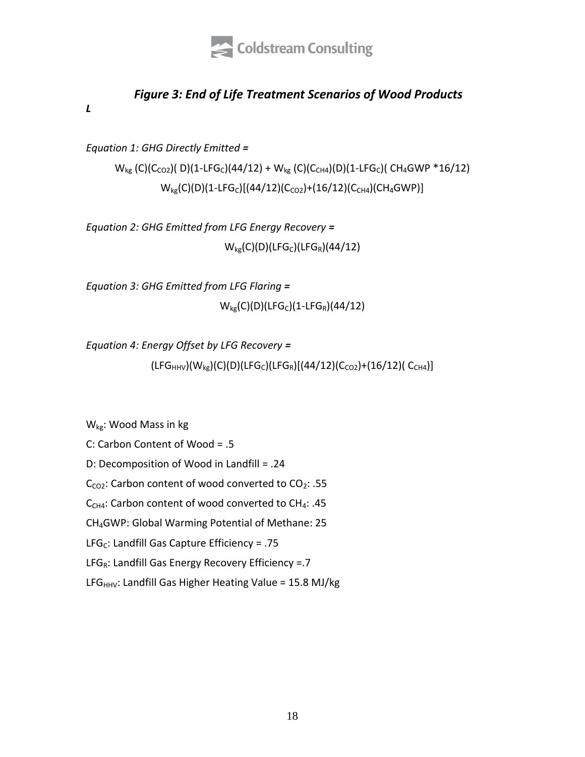### *Figure 3: End of Life Treatment Scenarios of Wood Products*

*L*

*Equation 1: GHG Directly Emitted =*

$$W_{kg}\,(C)(C_{CO2})(D)(1\text{-}LFG_C)(44/12) + W_{kg}\,(C)(C_{CH4})(D)(1\text{-}LFG_C)(CH_4GWP * 16/12)$$

$$W_{kg}(C)(D)(1\text{-}LFG_C)[(44/12)(C_{CO2})+(16/12)(C_{CH4})(CH_4GWP)]$$

*Equation 2: GHG Emitted from LFG Energy Recovery =*

$$W_{kg}(C)(D)(LFG_C)(LFG_R)(44/12)$$

*Equation 3: GHG Emitted from LFG Flaring =*

$$W_{kg}(C)(D)(LFG_C)(1\text{-}LFG_R)(44/12)$$

*Equation 4: Energy Offset by LFG Recovery =*

$$(LFG_{HHV})(W_{kg})(C)(D)(LFG_C)(LFG_R)[(44/12)(C_{CO2})+(16/12)(C_{CH4})]$$

$W_{kg}$: Wood Mass in kg

C: Carbon Content of Wood = .5

D: Decomposition of Wood in Landfill = .24

$C_{CO2}$: Carbon content of wood converted to $CO_2$: .55

$C_{CH4}$: Carbon content of wood converted to $CH_4$: .45

$CH_4GWP$: Global Warming Potential of Methane: 25

$LFG_C$: Landfill Gas Capture Efficiency = .75

$LFG_R$: Landfill Gas Energy Recovery Efficiency =.7

$LFG_{HHV}$: Landfill Gas Higher Heating Value = 15.8 MJ/kg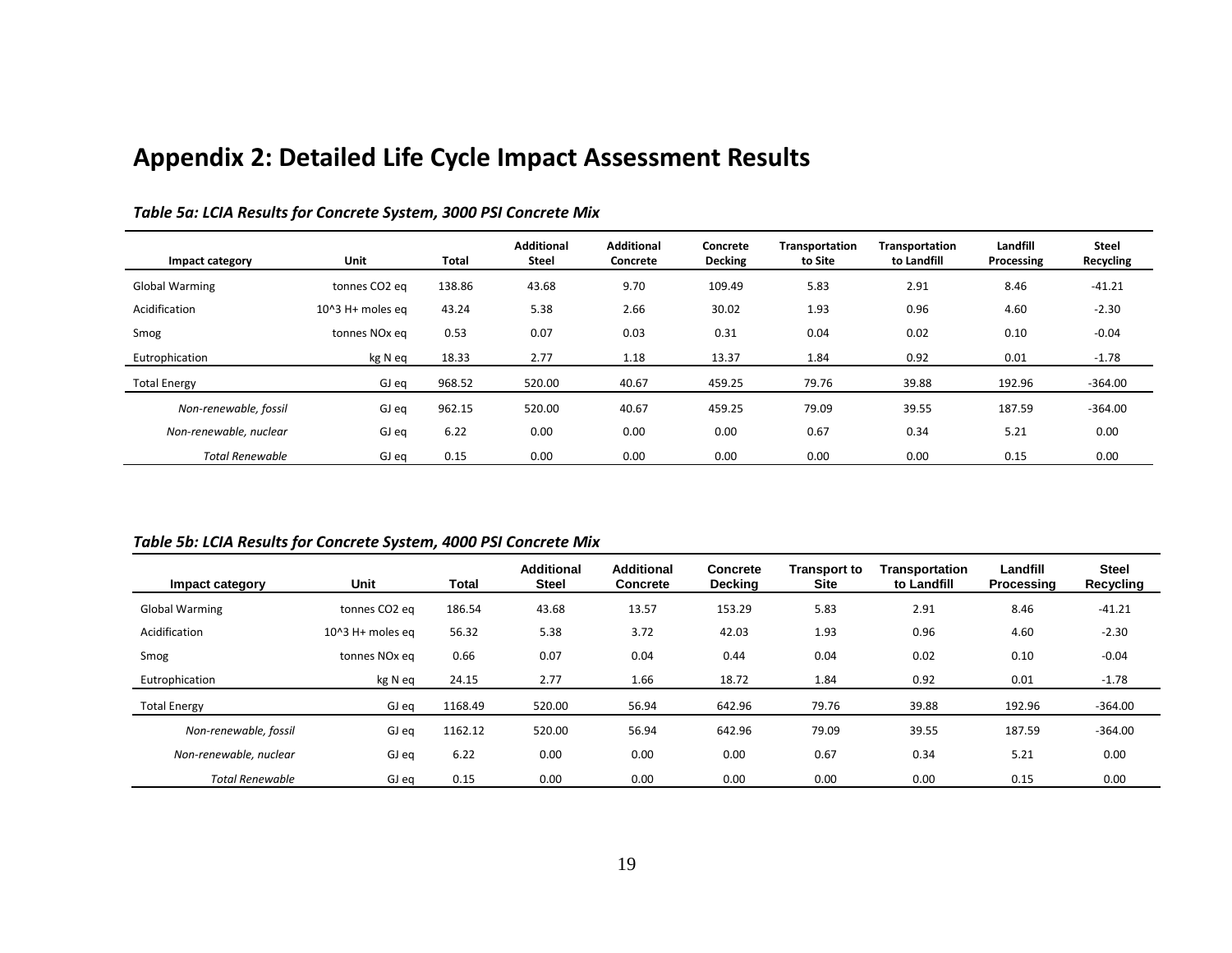## Appendix 2: Detailed Life Cycle Impact Assessment Results

*Table 5a: LCIA Results for Concrete System, 3000 PSI Concrete Mix*

| Impact category | Unit | Total | Additional Steel | Additional Concrete | Concrete Decking | Transportation to Site | Transportation to Landfill | Landfill Processing | Steel Recycling |
|---|---|---|---|---|---|---|---|---|---|
| Global Warming | tonnes CO2 eq | 138.86 | 43.68 | 9.70 | 109.49 | 5.83 | 2.91 | 8.46 | -41.21 |
| Acidification | 10^3 H+ moles eq | 43.24 | 5.38 | 2.66 | 30.02 | 1.93 | 0.96 | 4.60 | -2.30 |
| Smog | tonnes NOx eq | 0.53 | 0.07 | 0.03 | 0.31 | 0.04 | 0.02 | 0.10 | -0.04 |
| Eutrophication | kg N eq | 18.33 | 2.77 | 1.18 | 13.37 | 1.84 | 0.92 | 0.01 | -1.78 |
| Total Energy | GJ eq | 968.52 | 520.00 | 40.67 | 459.25 | 79.76 | 39.88 | 192.96 | -364.00 |
| *Non-renewable, fossil* | GJ eq | 962.15 | 520.00 | 40.67 | 459.25 | 79.09 | 39.55 | 187.59 | -364.00 |
| *Non-renewable, nuclear* | GJ eq | 6.22 | 0.00 | 0.00 | 0.00 | 0.67 | 0.34 | 5.21 | 0.00 |
| *Total Renewable* | GJ eq | 0.15 | 0.00 | 0.00 | 0.00 | 0.00 | 0.00 | 0.15 | 0.00 |

*Table 5b: LCIA Results for Concrete System, 4000 PSI Concrete Mix*

| Impact category | Unit | Total | Additional Steel | Additional Concrete | Concrete Decking | Transport to Site | Transportation to Landfill | Landfill Processing | Steel Recycling |
|---|---|---|---|---|---|---|---|---|---|
| Global Warming | tonnes CO2 eq | 186.54 | 43.68 | 13.57 | 153.29 | 5.83 | 2.91 | 8.46 | -41.21 |
| Acidification | 10^3 H+ moles eq | 56.32 | 5.38 | 3.72 | 42.03 | 1.93 | 0.96 | 4.60 | -2.30 |
| Smog | tonnes NOx eq | 0.66 | 0.07 | 0.04 | 0.44 | 0.04 | 0.02 | 0.10 | -0.04 |
| Eutrophication | kg N eq | 24.15 | 2.77 | 1.66 | 18.72 | 1.84 | 0.92 | 0.01 | -1.78 |
| Total Energy | GJ eq | 1168.49 | 520.00 | 56.94 | 642.96 | 79.76 | 39.88 | 192.96 | -364.00 |
| *Non-renewable, fossil* | GJ eq | 1162.12 | 520.00 | 56.94 | 642.96 | 79.09 | 39.55 | 187.59 | -364.00 |
| *Non-renewable, nuclear* | GJ eq | 6.22 | 0.00 | 0.00 | 0.00 | 0.67 | 0.34 | 5.21 | 0.00 |
| *Total Renewable* | GJ eq | 0.15 | 0.00 | 0.00 | 0.00 | 0.00 | 0.00 | 0.15 | 0.00 |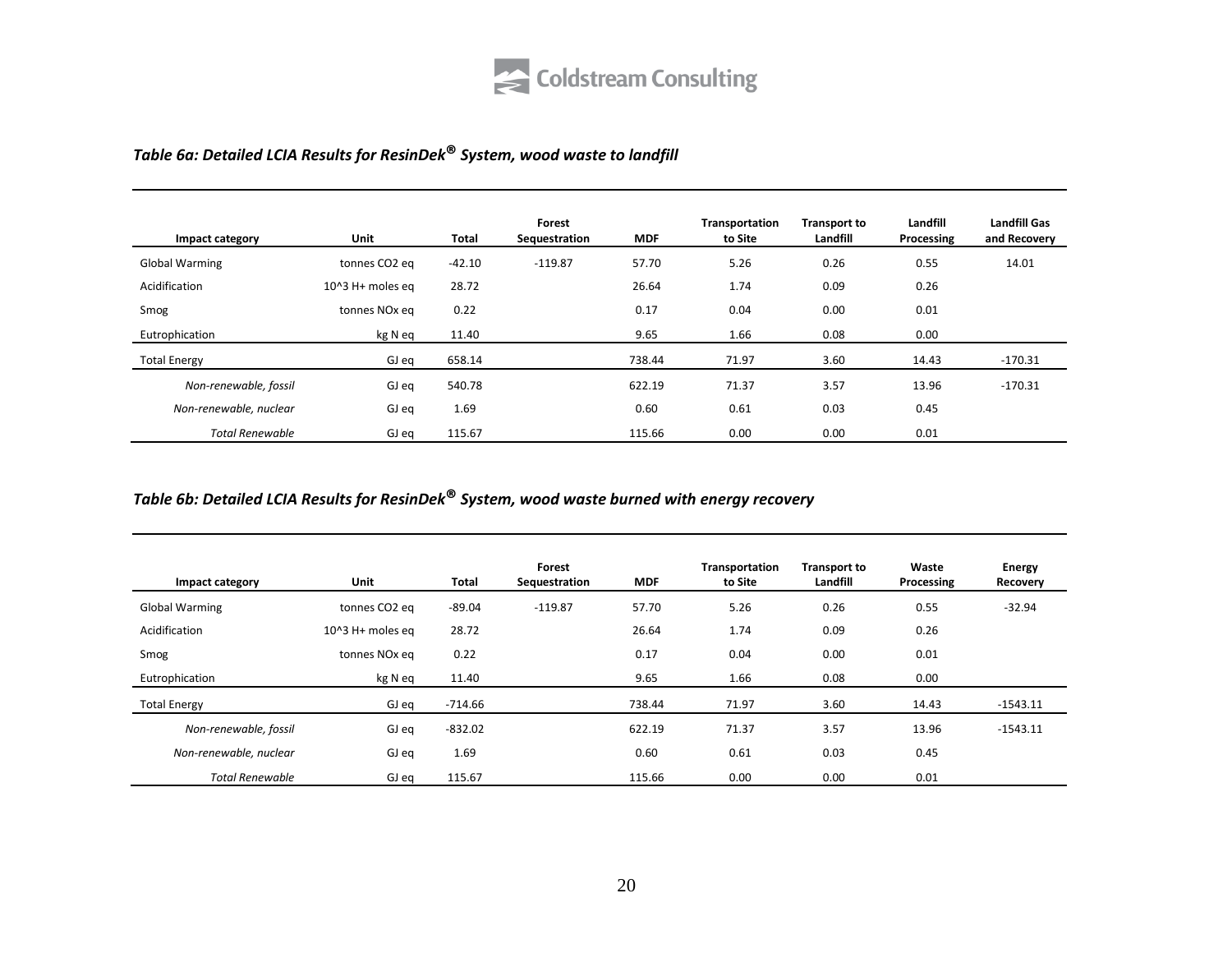### *Table 6a: Detailed LCIA Results for ResinDek® System, wood waste to landfill*

| Impact category | Unit | Total | Forest Sequestration | MDF | Transportation to Site | Transport to Landfill | Landfill Processing | Landfill Gas and Recovery |
|---|---|---|---|---|---|---|---|---|
| Global Warming | tonnes CO2 eq | -42.10 | -119.87 | 57.70 | 5.26 | 0.26 | 0.55 | 14.01 |
| Acidification | 10^3 H+ moles eq | 28.72 | | 26.64 | 1.74 | 0.09 | 0.26 | |
| Smog | tonnes NOx eq | 0.22 | | 0.17 | 0.04 | 0.00 | 0.01 | |
| Eutrophication | kg N eq | 11.40 | | 9.65 | 1.66 | 0.08 | 0.00 | |
| Total Energy | GJ eq | 658.14 | | 738.44 | 71.97 | 3.60 | 14.43 | -170.31 |
| *Non-renewable, fossil* | GJ eq | 540.78 | | 622.19 | 71.37 | 3.57 | 13.96 | -170.31 |
| *Non-renewable, nuclear* | GJ eq | 1.69 | | 0.60 | 0.61 | 0.03 | 0.45 | |
| *Total Renewable* | GJ eq | 115.67 | | 115.66 | 0.00 | 0.00 | 0.01 | |

### *Table 6b: Detailed LCIA Results for ResinDek® System, wood waste burned with energy recovery*

| Impact category | Unit | Total | Forest Sequestration | MDF | Transportation to Site | Transport to Landfill | Waste Processing | Energy Recovery |
|---|---|---|---|---|---|---|---|---|
| Global Warming | tonnes CO2 eq | -89.04 | -119.87 | 57.70 | 5.26 | 0.26 | 0.55 | -32.94 |
| Acidification | 10^3 H+ moles eq | 28.72 | | 26.64 | 1.74 | 0.09 | 0.26 | |
| Smog | tonnes NOx eq | 0.22 | | 0.17 | 0.04 | 0.00 | 0.01 | |
| Eutrophication | kg N eq | 11.40 | | 9.65 | 1.66 | 0.08 | 0.00 | |
| Total Energy | GJ eq | -714.66 | | 738.44 | 71.97 | 3.60 | 14.43 | -1543.11 |
| *Non-renewable, fossil* | GJ eq | -832.02 | | 622.19 | 71.37 | 3.57 | 13.96 | -1543.11 |
| *Non-renewable, nuclear* | GJ eq | 1.69 | | 0.60 | 0.61 | 0.03 | 0.45 | |
| *Total Renewable* | GJ eq | 115.67 | | 115.66 | 0.00 | 0.00 | 0.01 | |